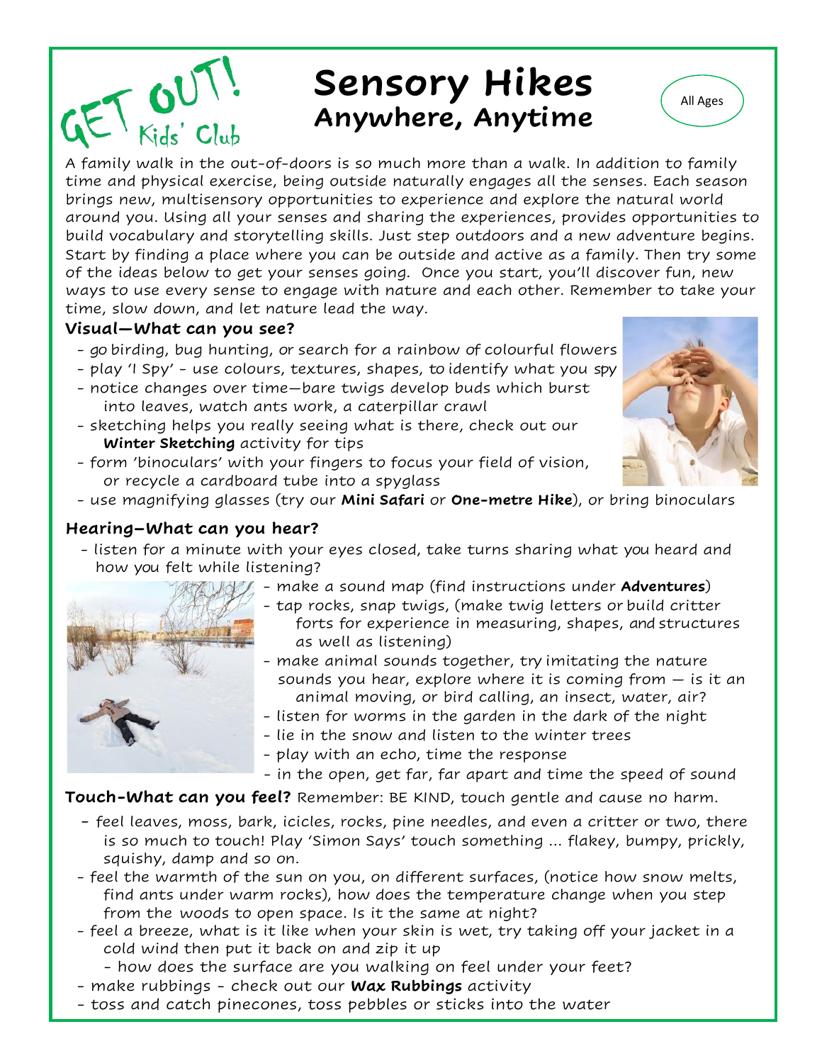GET OUT! Kids' Club

# Sensory Hikes

## Anywhere, Anytime

All Ages

A family walk in the out-of-doors is so much more than a walk. In addition to family time and physical exercise, being outside naturally engages all the senses. Each season brings new, multisensory opportunities to experience and explore the natural world around you. Using all your senses and sharing the experiences, provides opportunities to build vocabulary and storytelling skills. Just step outdoors and a new adventure begins. Start by finding a place where you can be outside and active as a family. Then try some of the ideas below to get your senses going. Once you start, you'll discover fun, new ways to use every sense to engage with nature and each other. Remember to take your time, slow down, and let nature lead the way.

### Visual—What can you see?

- go birding, bug hunting, or search for a rainbow of colourful flowers
- play 'I Spy' - use colours, textures, shapes, to identify what you spy
- notice changes over time—bare twigs develop buds which burst into leaves, watch ants work, a caterpillar crawl
- sketching helps you really seeing what is there, check out our **Winter Sketching** activity for tips
- form 'binoculars' with your fingers to focus your field of vision, or recycle a cardboard tube into a spyglass
- use magnifying glasses (try our **Mini Safari** or **One-metre Hike**), or bring binoculars

### Hearing–What can you hear?

- listen for a minute with your eyes closed, take turns sharing what you heard and how you felt while listening?
- make a sound map (find instructions under **Adventures**)
- tap rocks, snap twigs, (make twig letters or build critter forts for experience in measuring, shapes, and structures as well as listening)
- make animal sounds together, try imitating the nature sounds you hear, explore where it is coming from — is it an animal moving, or bird calling, an insect, water, air?
- listen for worms in the garden in the dark of the night
- lie in the snow and listen to the winter trees
- play with an echo, time the response
- in the open, get far, far apart and time the speed of sound

### Touch-What can you feel? 

Remember: BE KIND, touch gentle and cause no harm.

- feel leaves, moss, bark, icicles, rocks, pine needles, and even a critter or two, there is so much to touch! Play 'Simon Says' touch something ... flakey, bumpy, prickly, squishy, damp and so on.
- feel the warmth of the sun on you, on different surfaces, (notice how snow melts, find ants under warm rocks), how does the temperature change when you step from the woods to open space. Is it the same at night?
- feel a breeze, what is it like when your skin is wet, try taking off your jacket in a cold wind then put it back on and zip it up
  - how does the surface are you walking on feel under your feet?
- make rubbings - check out our **Wax Rubbings** activity
- toss and catch pinecones, toss pebbles or sticks into the water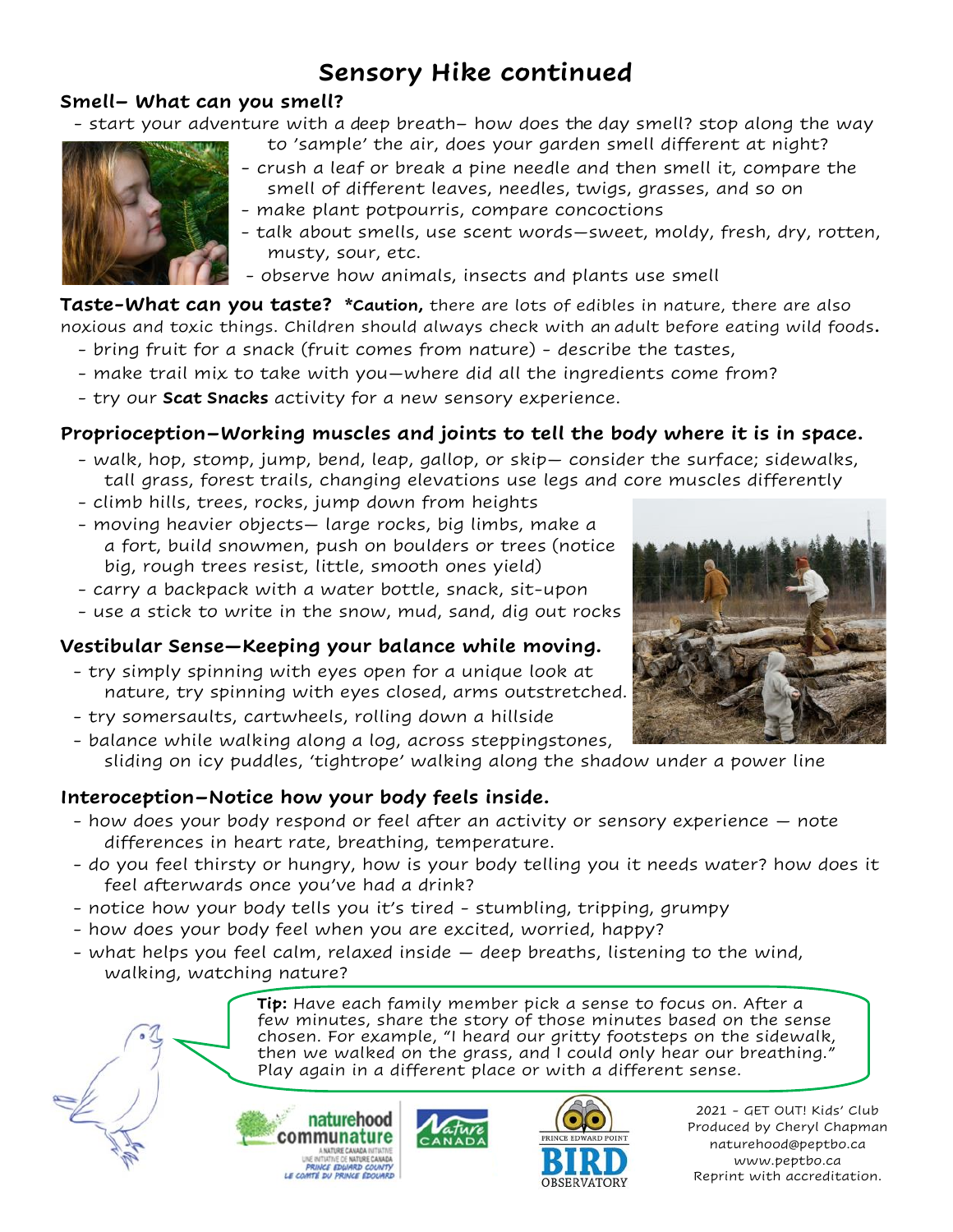# Sensory Hike continued

## Smell– What can you smell?

- start your adventure with a deep breath– how does the day smell? stop along the way to 'sample' the air, does your garden smell different at night?
- crush a leaf or break a pine needle and then smell it, compare the smell of different leaves, needles, twigs, grasses, and so on
- make plant potpourris, compare concoctions
- talk about smells, use scent words—sweet, moldy, fresh, dry, rotten, musty, sour, etc.
- observe how animals, insects and plants use smell

## Taste-What can you taste?

**\*Caution,** there are lots of edibles in nature, there are also noxious and toxic things. Children should always check with an adult before eating wild foods**.**

- bring fruit for a snack (fruit comes from nature) - describe the tastes,
- make trail mix to take with you—where did all the ingredients come from?
- try our **Scat Snacks** activity for a new sensory experience.

## Proprioception–Working muscles and joints to tell the body where it is in space.

- walk, hop, stomp, jump, bend, leap, gallop, or skip— consider the surface; sidewalks, tall grass, forest trails, changing elevations use legs and core muscles differently
- climb hills, trees, rocks, jump down from heights
- moving heavier objects— large rocks, big limbs, make a fort, build snowmen, push on boulders or trees (notice big, rough trees resist, little, smooth ones yield)
- carry a backpack with a water bottle, snack, sit-upon
- use a stick to write in the snow, mud, sand, dig out rocks

## Vestibular Sense—Keeping your balance while moving.

- try simply spinning with eyes open for a unique look at nature, try spinning with eyes closed, arms outstretched.
- try somersaults, cartwheels, rolling down a hillside
- balance while walking along a log, across steppingstones, sliding on icy puddles, 'tightrope' walking along the shadow under a power line

## Interoception–Notice how your body feels inside.

- how does your body respond or feel after an activity or sensory experience — note differences in heart rate, breathing, temperature.
- do you feel thirsty or hungry, how is your body telling you it needs water? how does it feel afterwards once you've had a drink?
- notice how your body tells you it's tired - stumbling, tripping, grumpy
- how does your body feel when you are excited, worried, happy?
- what helps you feel calm, relaxed inside — deep breaths, listening to the wind, walking, watching nature?

**Tip:** Have each family member pick a sense to focus on. After a few minutes, share the story of those minutes based on the sense chosen. For example, "I heard our gritty footsteps on the sidewalk, then we walked on the grass, and I could only hear our breathing." Play again in a different place or with a different sense.

2021 - GET OUT! Kids' Club
Produced by Cheryl Chapman
naturehood@peptbo.ca
www.peptbo.ca
Reprint with accreditation.